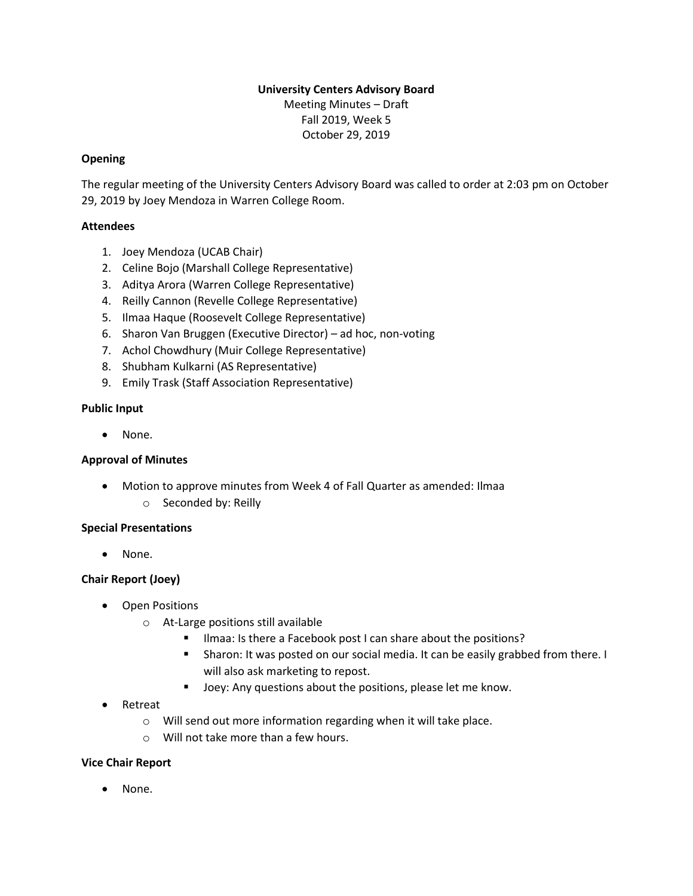**University Centers Advisory Board**

Meeting Minutes – Draft
Fall 2019, Week 5
October 29, 2019

**Opening**

The regular meeting of the University Centers Advisory Board was called to order at 2:03 pm on October 29, 2019 by Joey Mendoza in Warren College Room.

**Attendees**

1. Joey Mendoza (UCAB Chair)
2. Celine Bojo (Marshall College Representative)
3. Aditya Arora (Warren College Representative)
4. Reilly Cannon (Revelle College Representative)
5. Ilmaa Haque (Roosevelt College Representative)
6. Sharon Van Bruggen (Executive Director) – ad hoc, non-voting
7. Achol Chowdhury (Muir College Representative)
8. Shubham Kulkarni (AS Representative)
9. Emily Trask (Staff Association Representative)

**Public Input**

- None.

**Approval of Minutes**

- Motion to approve minutes from Week 4 of Fall Quarter as amended: Ilmaa
    - Seconded by: Reilly

**Special Presentations**

- None.

**Chair Report (Joey)**

- Open Positions
    - At-Large positions still available
        - Ilmaa: Is there a Facebook post I can share about the positions?
        - Sharon: It was posted on our social media. It can be easily grabbed from there. I will also ask marketing to repost.
        - Joey: Any questions about the positions, please let me know.
- Retreat
    - Will send out more information regarding when it will take place.
    - Will not take more than a few hours.

**Vice Chair Report**

- None.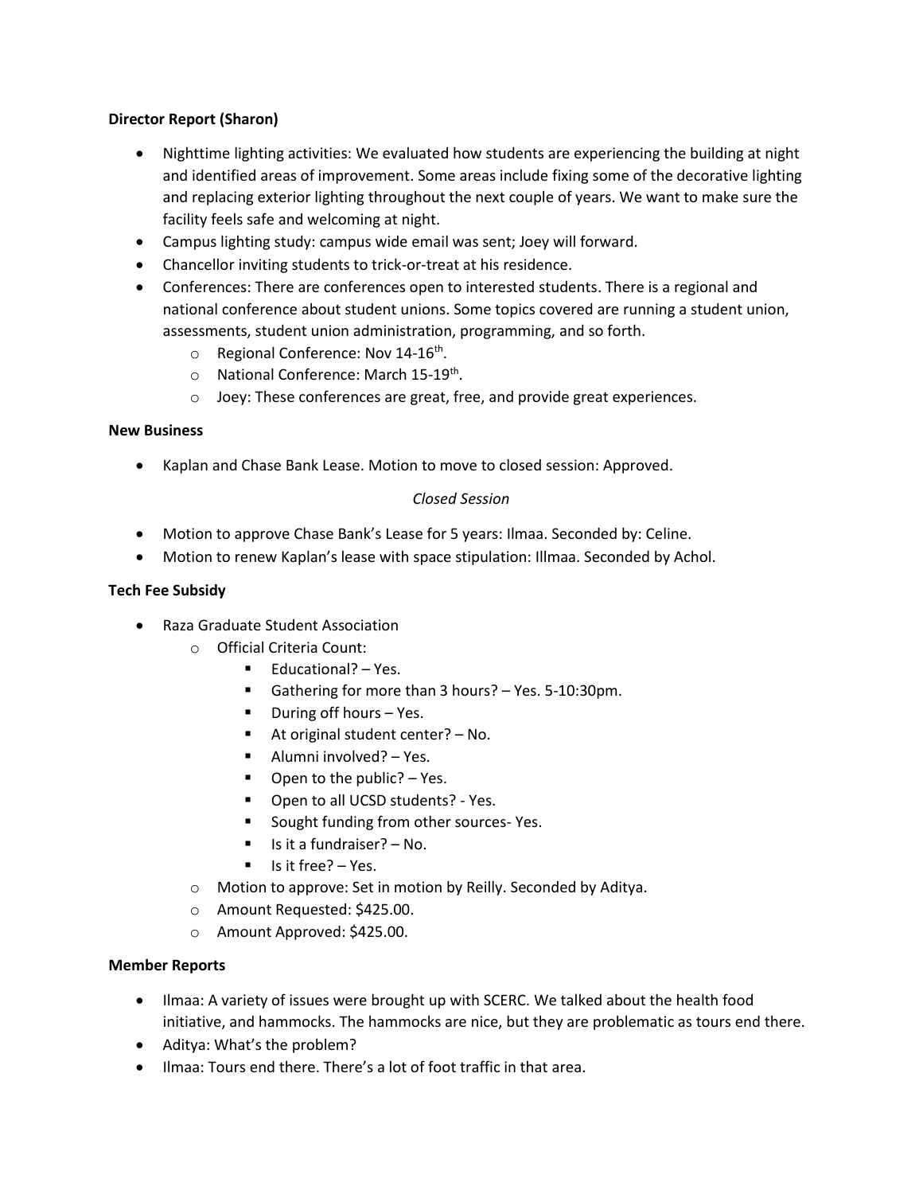**Director Report (Sharon)**

- Nighttime lighting activities: We evaluated how students are experiencing the building at night and identified areas of improvement. Some areas include fixing some of the decorative lighting and replacing exterior lighting throughout the next couple of years. We want to make sure the facility feels safe and welcoming at night.
- Campus lighting study: campus wide email was sent; Joey will forward.
- Chancellor inviting students to trick-or-treat at his residence.
- Conferences: There are conferences open to interested students. There is a regional and national conference about student unions. Some topics covered are running a student union, assessments, student union administration, programming, and so forth.
  - Regional Conference: Nov 14-16th.
  - National Conference: March 15-19th.
  - Joey: These conferences are great, free, and provide great experiences.

**New Business**

- Kaplan and Chase Bank Lease. Motion to move to closed session: Approved.

*Closed Session*

- Motion to approve Chase Bank's Lease for 5 years: Ilmaa. Seconded by: Celine.
- Motion to renew Kaplan's lease with space stipulation: Illmaa. Seconded by Achol.

**Tech Fee Subsidy**

- Raza Graduate Student Association
  - Official Criteria Count:
    - Educational? – Yes.
    - Gathering for more than 3 hours? – Yes. 5-10:30pm.
    - During off hours – Yes.
    - At original student center? – No.
    - Alumni involved? – Yes.
    - Open to the public? – Yes.
    - Open to all UCSD students? - Yes.
    - Sought funding from other sources- Yes.
    - Is it a fundraiser? – No.
    - Is it free? – Yes.
  - Motion to approve: Set in motion by Reilly. Seconded by Aditya.
  - Amount Requested: $425.00.
  - Amount Approved: $425.00.

**Member Reports**

- Ilmaa: A variety of issues were brought up with SCERC. We talked about the health food initiative, and hammocks. The hammocks are nice, but they are problematic as tours end there.
- Aditya: What's the problem?
- Ilmaa: Tours end there. There's a lot of foot traffic in that area.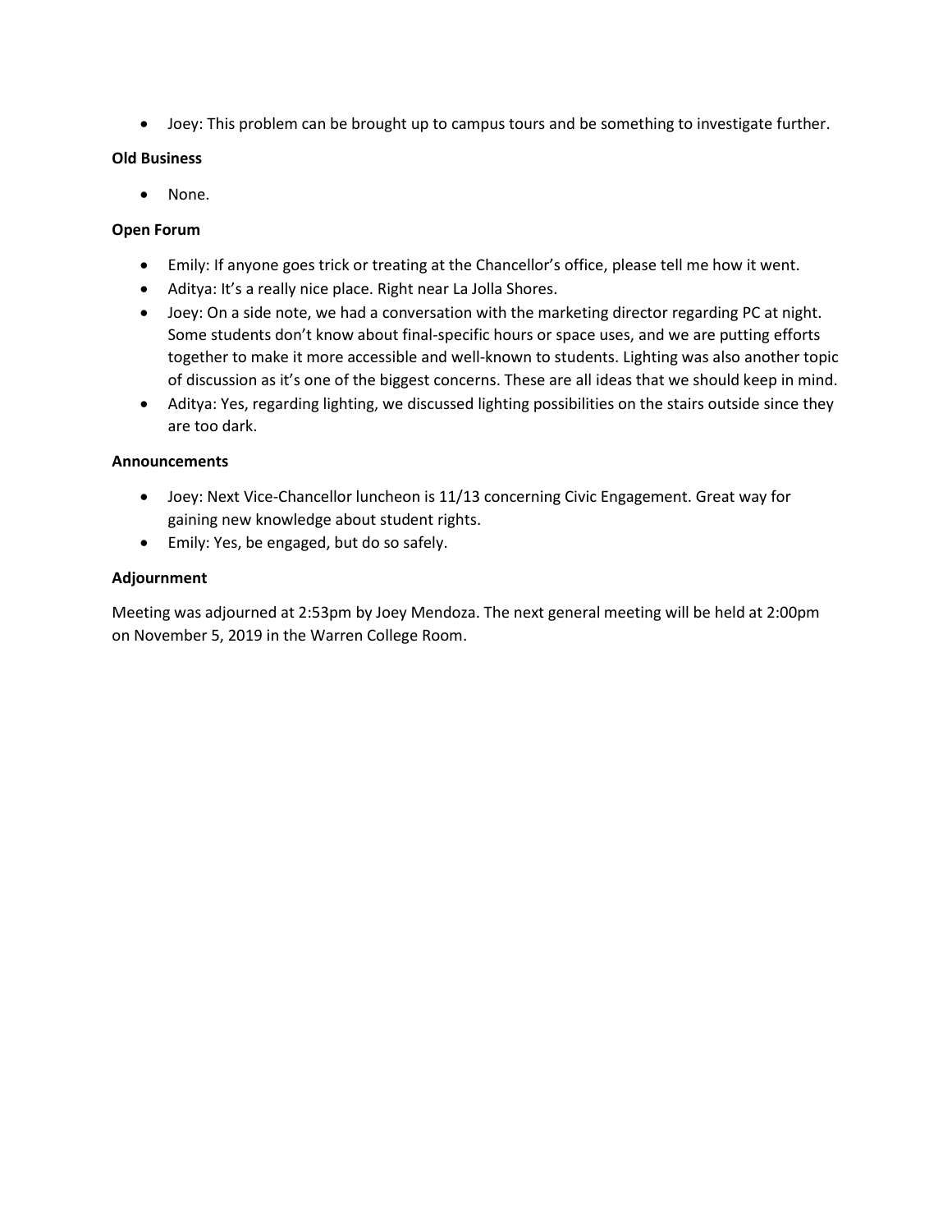- Joey: This problem can be brought up to campus tours and be something to investigate further.

**Old Business**

- None.

**Open Forum**

- Emily: If anyone goes trick or treating at the Chancellor's office, please tell me how it went.
- Aditya: It's a really nice place. Right near La Jolla Shores.
- Joey: On a side note, we had a conversation with the marketing director regarding PC at night. Some students don't know about final-specific hours or space uses, and we are putting efforts together to make it more accessible and well-known to students. Lighting was also another topic of discussion as it's one of the biggest concerns. These are all ideas that we should keep in mind.
- Aditya: Yes, regarding lighting, we discussed lighting possibilities on the stairs outside since they are too dark.

**Announcements**

- Joey: Next Vice-Chancellor luncheon is 11/13 concerning Civic Engagement. Great way for gaining new knowledge about student rights.
- Emily: Yes, be engaged, but do so safely.

**Adjournment**

Meeting was adjourned at 2:53pm by Joey Mendoza. The next general meeting will be held at 2:00pm on November 5, 2019 in the Warren College Room.